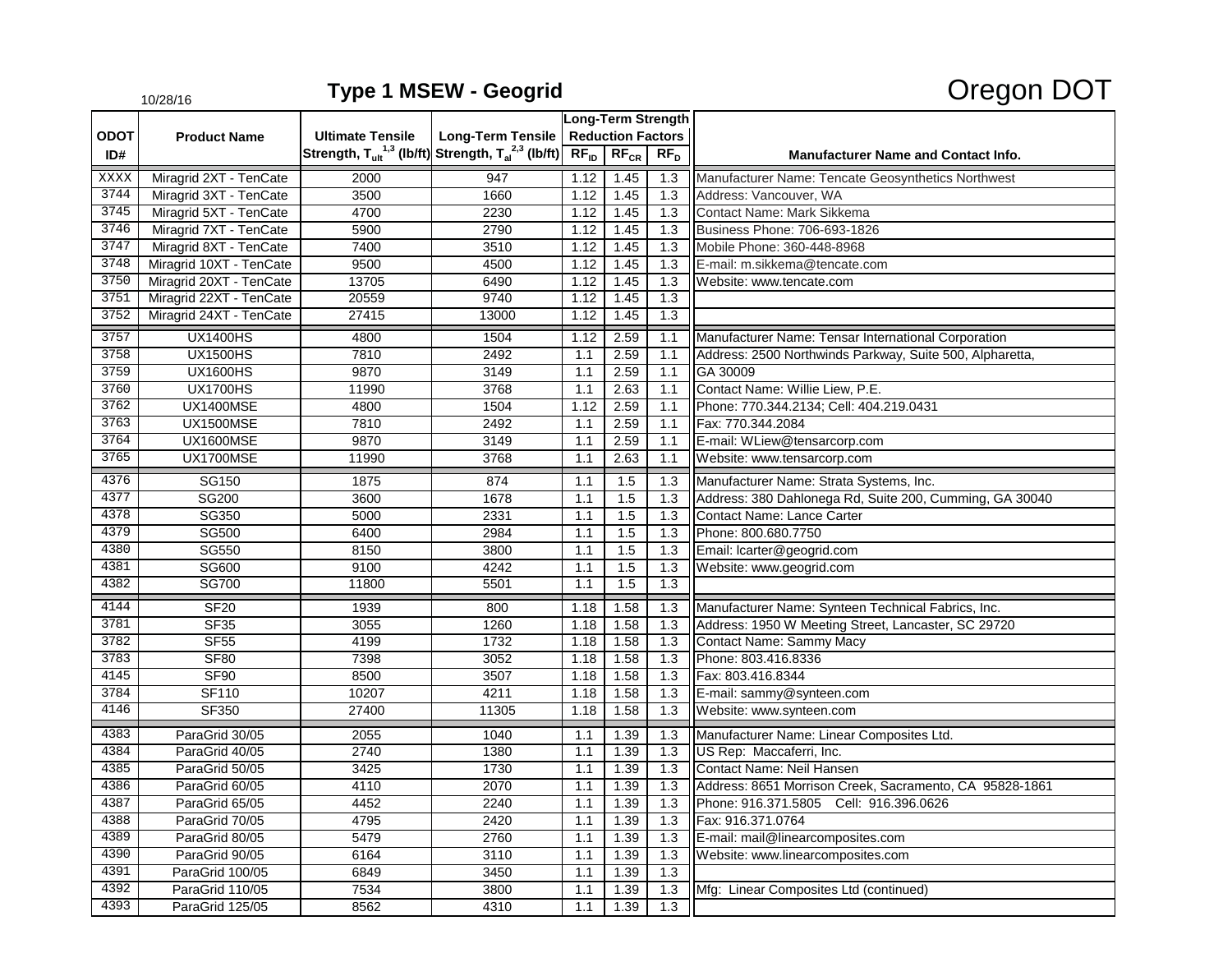10/28/16

# Type 1 MSEW - Geogrid

Oregon DOT

| ODOT ID# | Product Name | Ultimate Tensile Strength, $T_{ult}$ [1,3] (lb/ft) | Long-Term Tensile Strength, $T_{al}$ [2,3] (lb/ft) | Long-Term Strength Reduction Factors | | | Manufacturer Name and Contact Info. |
|---|---|---|---|---|---|---|---|
| | | | | $RF_{ID}$ | $RF_{CR}$ | $RF_{D}$ | |
| XXXX | Miragrid 2XT - TenCate | 2000 | 947 | 1.12 | 1.45 | 1.3 | Manufacturer Name: Tencate Geosynthetics Northwest |
| 3744 | Miragrid 3XT - TenCate | 3500 | 1660 | 1.12 | 1.45 | 1.3 | Address: Vancouver, WA |
| 3745 | Miragrid 5XT - TenCate | 4700 | 2230 | 1.12 | 1.45 | 1.3 | Contact Name: Mark Sikkema |
| 3746 | Miragrid 7XT - TenCate | 5900 | 2790 | 1.12 | 1.45 | 1.3 | Business Phone: 706-693-1826 |
| 3747 | Miragrid 8XT - TenCate | 7400 | 3510 | 1.12 | 1.45 | 1.3 | Mobile Phone: 360-448-8968 |
| 3748 | Miragrid 10XT - TenCate | 9500 | 4500 | 1.12 | 1.45 | 1.3 | E-mail: m.sikkema@tencate.com |
| 3750 | Miragrid 20XT - TenCate | 13705 | 6490 | 1.12 | 1.45 | 1.3 | Website: www.tencate.com |
| 3751 | Miragrid 22XT - TenCate | 20559 | 9740 | 1.12 | 1.45 | 1.3 | |
| 3752 | Miragrid 24XT - TenCate | 27415 | 13000 | 1.12 | 1.45 | 1.3 | |
| 3757 | UX1400HS | 4800 | 1504 | 1.12 | 2.59 | 1.1 | Manufacturer Name: Tensar International Corporation |
| 3758 | UX1500HS | 7810 | 2492 | 1.1 | 2.59 | 1.1 | Address: 2500 Northwinds Parkway, Suite 500, Alpharetta, |
| 3759 | UX1600HS | 9870 | 3149 | 1.1 | 2.59 | 1.1 | GA 30009 |
| 3760 | UX1700HS | 11990 | 3768 | 1.1 | 2.63 | 1.1 | Contact Name: Willie Liew, P.E. |
| 3762 | UX1400MSE | 4800 | 1504 | 1.12 | 2.59 | 1.1 | Phone: 770.344.2134; Cell: 404.219.0431 |
| 3763 | UX1500MSE | 7810 | 2492 | 1.1 | 2.59 | 1.1 | Fax: 770.344.2084 |
| 3764 | UX1600MSE | 9870 | 3149 | 1.1 | 2.59 | 1.1 | E-mail: WLiew@tensarcorp.com |
| 3765 | UX1700MSE | 11990 | 3768 | 1.1 | 2.63 | 1.1 | Website: www.tensarcorp.com |
| 4376 | SG150 | 1875 | 874 | 1.1 | 1.5 | 1.3 | Manufacturer Name: Strata Systems, Inc. |
| 4377 | SG200 | 3600 | 1678 | 1.1 | 1.5 | 1.3 | Address: 380 Dahlonega Rd, Suite 200, Cumming, GA 30040 |
| 4378 | SG350 | 5000 | 2331 | 1.1 | 1.5 | 1.3 | Contact Name: Lance Carter |
| 4379 | SG500 | 6400 | 2984 | 1.1 | 1.5 | 1.3 | Phone: 800.680.7750 |
| 4380 | SG550 | 8150 | 3800 | 1.1 | 1.5 | 1.3 | Email: lcarter@geogrid.com |
| 4381 | SG600 | 9100 | 4242 | 1.1 | 1.5 | 1.3 | Website: www.geogrid.com |
| 4382 | SG700 | 11800 | 5501 | 1.1 | 1.5 | 1.3 | |
| 4144 | SF20 | 1939 | 800 | 1.18 | 1.58 | 1.3 | Manufacturer Name: Synteen Technical Fabrics, Inc. |
| 3781 | SF35 | 3055 | 1260 | 1.18 | 1.58 | 1.3 | Address: 1950 W Meeting Street, Lancaster, SC 29720 |
| 3782 | SF55 | 4199 | 1732 | 1.18 | 1.58 | 1.3 | Contact Name: Sammy Macy |
| 3783 | SF80 | 7398 | 3052 | 1.18 | 1.58 | 1.3 | Phone: 803.416.8336 |
| 4145 | SF90 | 8500 | 3507 | 1.18 | 1.58 | 1.3 | Fax: 803.416.8344 |
| 3784 | SF110 | 10207 | 4211 | 1.18 | 1.58 | 1.3 | E-mail: sammy@synteen.com |
| 4146 | SF350 | 27400 | 11305 | 1.18 | 1.58 | 1.3 | Website: www.synteen.com |
| 4383 | ParaGrid 30/05 | 2055 | 1040 | 1.1 | 1.39 | 1.3 | Manufacturer Name: Linear Composites Ltd. |
| 4384 | ParaGrid 40/05 | 2740 | 1380 | 1.1 | 1.39 | 1.3 | US Rep: Maccaferri, Inc. |
| 4385 | ParaGrid 50/05 | 3425 | 1730 | 1.1 | 1.39 | 1.3 | Contact Name: Neil Hansen |
| 4386 | ParaGrid 60/05 | 4110 | 2070 | 1.1 | 1.39 | 1.3 | Address: 8651 Morrison Creek, Sacramento, CA 95828-1861 |
| 4387 | ParaGrid 65/05 | 4452 | 2240 | 1.1 | 1.39 | 1.3 | Phone: 916.371.5805 Cell: 916.396.0626 |
| 4388 | ParaGrid 70/05 | 4795 | 2420 | 1.1 | 1.39 | 1.3 | Fax: 916.371.0764 |
| 4389 | ParaGrid 80/05 | 5479 | 2760 | 1.1 | 1.39 | 1.3 | E-mail: mail@linearcomposites.com |
| 4390 | ParaGrid 90/05 | 6164 | 3110 | 1.1 | 1.39 | 1.3 | Website: www.linearcomposites.com |
| 4391 | ParaGrid 100/05 | 6849 | 3450 | 1.1 | 1.39 | 1.3 | |
| 4392 | ParaGrid 110/05 | 7534 | 3800 | 1.1 | 1.39 | 1.3 | Mfg: Linear Composites Ltd (continued) |
| 4393 | ParaGrid 125/05 | 8562 | 4310 | 1.1 | 1.39 | 1.3 | |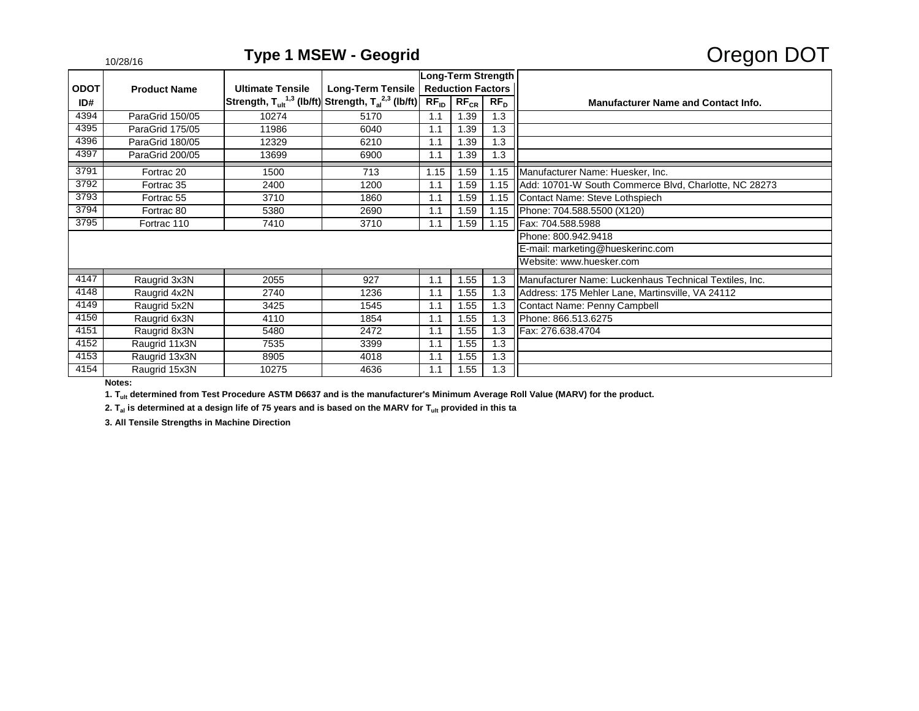10/28/16

# Type 1 MSEW - Geogrid

Oregon DOT

| ODOT ID# | Product Name | Ultimate Tensile Strength, $T_{ult}$[1,3] (lb/ft) | Long-Term Tensile Strength, $T_{al}$[2,3] (lb/ft) | Long-Term Strength Reduction Factors | | | Manufacturer Name and Contact Info. |
|---|---|---|---|---|---|---|---|
| | | | | $RF_{ID}$ | $RF_{CR}$ | $RF_D$ | |
| 4394 | ParaGrid 150/05 | 10274 | 5170 | 1.1 | 1.39 | 1.3 | |
| 4395 | ParaGrid 175/05 | 11986 | 6040 | 1.1 | 1.39 | 1.3 | |
| 4396 | ParaGrid 180/05 | 12329 | 6210 | 1.1 | 1.39 | 1.3 | |
| 4397 | ParaGrid 200/05 | 13699 | 6900 | 1.1 | 1.39 | 1.3 | |
| 3791 | Fortrac 20 | 1500 | 713 | 1.15 | 1.59 | 1.15 | Manufacturer Name: Huesker, Inc. |
| 3792 | Fortrac 35 | 2400 | 1200 | 1.1 | 1.59 | 1.15 | Add: 10701-W South Commerce Blvd, Charlotte, NC 28273 |
| 3793 | Fortrac 55 | 3710 | 1860 | 1.1 | 1.59 | 1.15 | Contact Name: Steve Lothspiech |
| 3794 | Fortrac 80 | 5380 | 2690 | 1.1 | 1.59 | 1.15 | Phone: 704.588.5500 (X120) |
| 3795 | Fortrac 110 | 7410 | 3710 | 1.1 | 1.59 | 1.15 | Fax: 704.588.5988 |
| | | | | | | | Phone: 800.942.9418 |
| | | | | | | | E-mail: marketing@hueskerinc.com |
| | | | | | | | Website: www.huesker.com |
| 4147 | Raugrid 3x3N | 2055 | 927 | 1.1 | 1.55 | 1.3 | Manufacturer Name: Luckenhaus Technical Textiles, Inc. |
| 4148 | Raugrid 4x2N | 2740 | 1236 | 1.1 | 1.55 | 1.3 | Address: 175 Mehler Lane, Martinsville, VA 24112 |
| 4149 | Raugrid 5x2N | 3425 | 1545 | 1.1 | 1.55 | 1.3 | Contact Name: Penny Campbell |
| 4150 | Raugrid 6x3N | 4110 | 1854 | 1.1 | 1.55 | 1.3 | Phone: 866.513.6275 |
| 4151 | Raugrid 8x3N | 5480 | 2472 | 1.1 | 1.55 | 1.3 | Fax: 276.638.4704 |
| 4152 | Raugrid 11x3N | 7535 | 3399 | 1.1 | 1.55 | 1.3 | |
| 4153 | Raugrid 13x3N | 8905 | 4018 | 1.1 | 1.55 | 1.3 | |
| 4154 | Raugrid 15x3N | 10275 | 4636 | 1.1 | 1.55 | 1.3 | |

**Notes:**

**1. $T_{ult}$ determined from Test Procedure ASTM D6637 and is the manufacturer's Minimum Average Roll Value (MARV) for the product.**

**2. $T_{al}$ is determined at a design life of 75 years and is based on the MARV for $T_{ult}$ provided in this ta**

**3. All Tensile Strengths in Machine Direction**